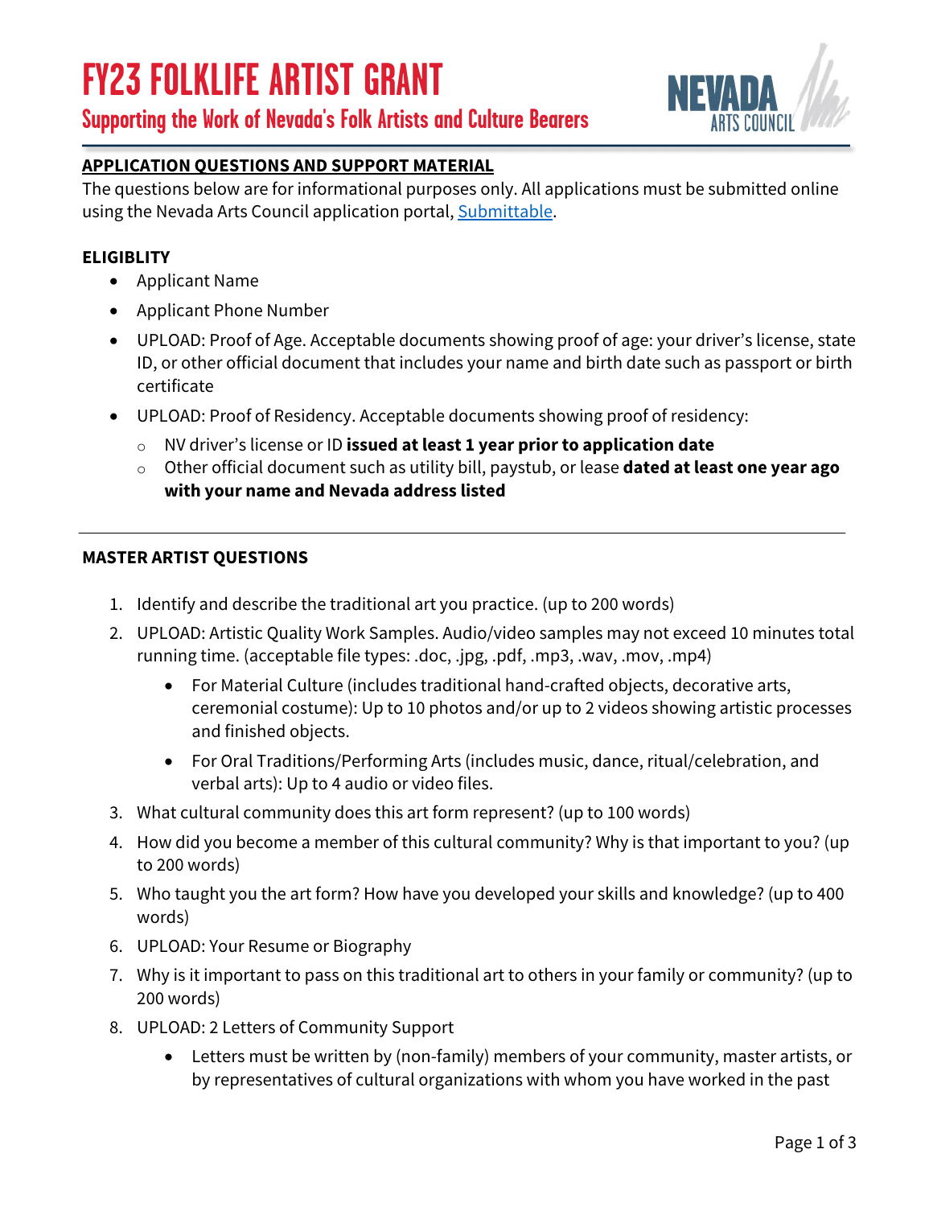# FY23 FOLKLIFE ARTIST GRANT

## Supporting the Work of Nevada's Folk Artists and Culture Bearers

NEVADA ARTS COUNCIL

**APPLICATION QUESTIONS AND SUPPORT MATERIAL**

The questions below are for informational purposes only. All applications must be submitted online using the Nevada Arts Council application portal, [Submittable](Submittable).

**ELIGIBLITY**

- Applicant Name
- Applicant Phone Number
- UPLOAD: Proof of Age. Acceptable documents showing proof of age: your driver's license, state ID, or other official document that includes your name and birth date such as passport or birth certificate
- UPLOAD: Proof of Residency. Acceptable documents showing proof of residency:
  - NV driver's license or ID **issued at least 1 year prior to application date**
  - Other official document such as utility bill, paystub, or lease **dated at least one year ago with your name and Nevada address listed**

---

**MASTER ARTIST QUESTIONS**

1. Identify and describe the traditional art you practice. (up to 200 words)
2. UPLOAD: Artistic Quality Work Samples. Audio/video samples may not exceed 10 minutes total running time. (acceptable file types: .doc, .jpg, .pdf, .mp3, .wav, .mov, .mp4)
   - For Material Culture (includes traditional hand-crafted objects, decorative arts, ceremonial costume): Up to 10 photos and/or up to 2 videos showing artistic processes and finished objects.
   - For Oral Traditions/Performing Arts (includes music, dance, ritual/celebration, and verbal arts): Up to 4 audio or video files.
3. What cultural community does this art form represent? (up to 100 words)
4. How did you become a member of this cultural community? Why is that important to you? (up to 200 words)
5. Who taught you the art form? How have you developed your skills and knowledge? (up to 400 words)
6. UPLOAD: Your Resume or Biography
7. Why is it important to pass on this traditional art to others in your family or community? (up to 200 words)
8. UPLOAD: 2 Letters of Community Support
   - Letters must be written by (non-family) members of your community, master artists, or by representatives of cultural organizations with whom you have worked in the past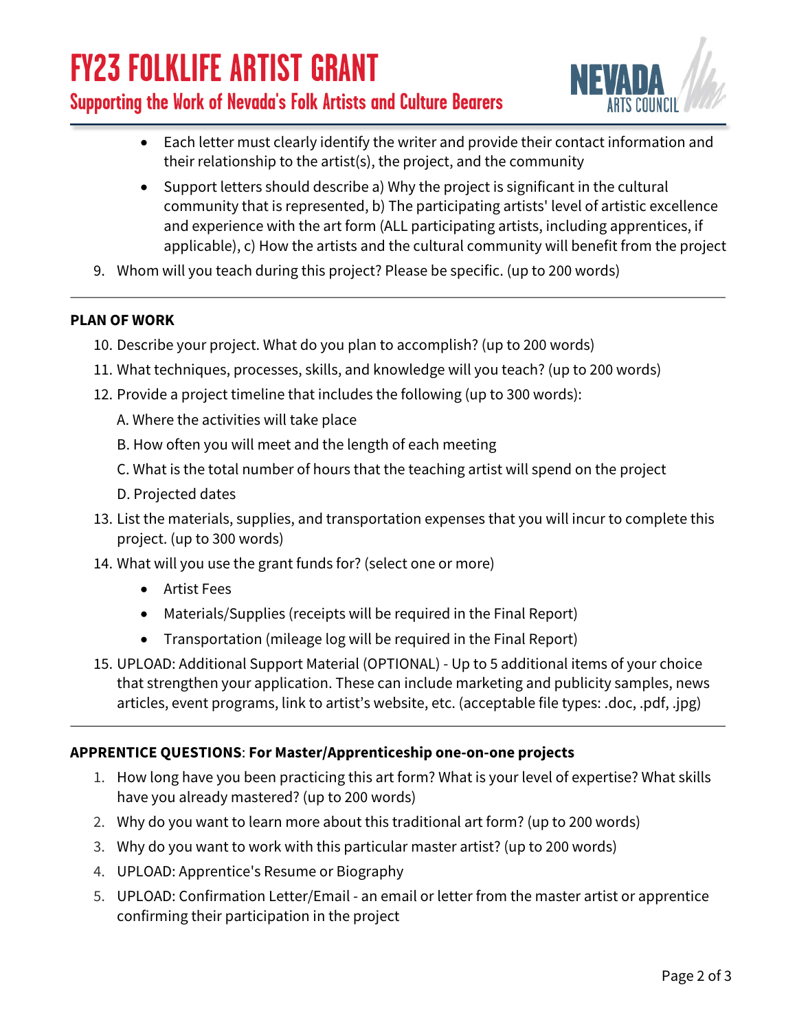- Each letter must clearly identify the writer and provide their contact information and their relationship to the artist(s), the project, and the community
- Support letters should describe a) Why the project is significant in the cultural community that is represented, b) The participating artists' level of artistic excellence and experience with the art form (ALL participating artists, including apprentices, if applicable), c) How the artists and the cultural community will benefit from the project

9. Whom will you teach during this project? Please be specific. (up to 200 words)

---

**PLAN OF WORK**

10. Describe your project. What do you plan to accomplish? (up to 200 words)
11. What techniques, processes, skills, and knowledge will you teach? (up to 200 words)
12. Provide a project timeline that includes the following (up to 300 words):

    A. Where the activities will take place

    B. How often you will meet and the length of each meeting

    C. What is the total number of hours that the teaching artist will spend on the project

    D. Projected dates

13. List the materials, supplies, and transportation expenses that you will incur to complete this project. (up to 300 words)
14. What will you use the grant funds for? (select one or more)
    - Artist Fees
    - Materials/Supplies (receipts will be required in the Final Report)
    - Transportation (mileage log will be required in the Final Report)
15. UPLOAD: Additional Support Material (OPTIONAL) - Up to 5 additional items of your choice that strengthen your application. These can include marketing and publicity samples, news articles, event programs, link to artist's website, etc. (acceptable file types: .doc, .pdf, .jpg)

---

**APPRENTICE QUESTIONS**: **For Master/Apprenticeship one-on-one projects**

1. How long have you been practicing this art form? What is your level of expertise? What skills have you already mastered? (up to 200 words)
2. Why do you want to learn more about this traditional art form? (up to 200 words)
3. Why do you want to work with this particular master artist? (up to 200 words)
4. UPLOAD: Apprentice's Resume or Biography
5. UPLOAD: Confirmation Letter/Email - an email or letter from the master artist or apprentice confirming their participation in the project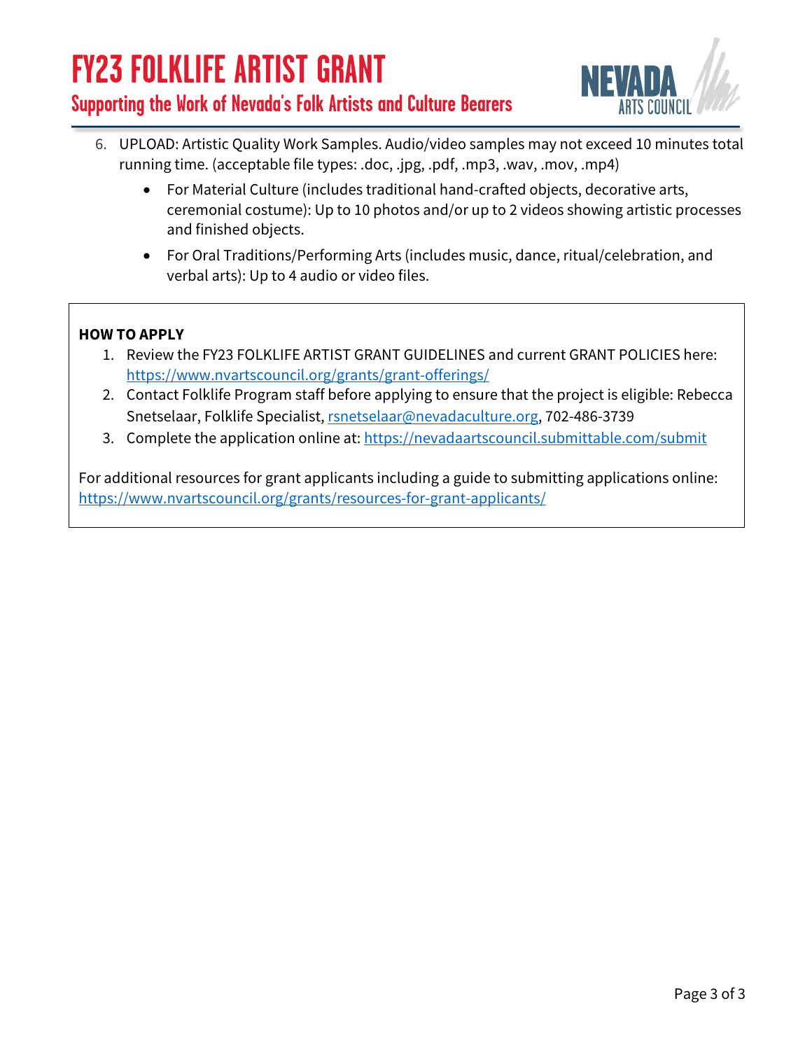6. UPLOAD: Artistic Quality Work Samples. Audio/video samples may not exceed 10 minutes total running time. (acceptable file types: .doc, .jpg, .pdf, .mp3, .wav, .mov, .mp4)
    - For Material Culture (includes traditional hand-crafted objects, decorative arts, ceremonial costume): Up to 10 photos and/or up to 2 videos showing artistic processes and finished objects.
    - For Oral Traditions/Performing Arts (includes music, dance, ritual/celebration, and verbal arts): Up to 4 audio or video files.

**HOW TO APPLY**

1. Review the FY23 FOLKLIFE ARTIST GRANT GUIDELINES and current GRANT POLICIES here: https://www.nvartscouncil.org/grants/grant-offerings/
2. Contact Folklife Program staff before applying to ensure that the project is eligible: Rebecca Snetselaar, Folklife Specialist, rsnetselaar@nevadaculture.org, 702-486-3739
3. Complete the application online at: https://nevadaartscouncil.submittable.com/submit

For additional resources for grant applicants including a guide to submitting applications online: https://www.nvartscouncil.org/grants/resources-for-grant-applicants/